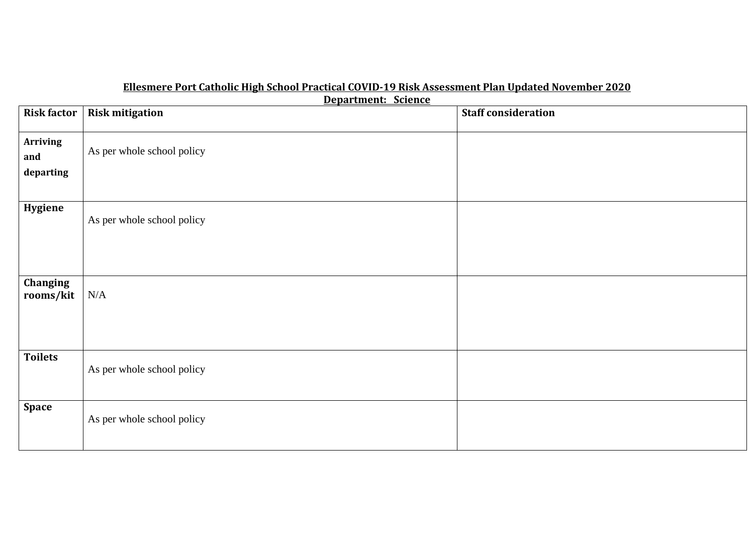**Ellesmere Port Catholic High School Practical COVID-19 Risk Assessment Plan Updated November 2020**

**Department: Science**

| Risk factor | Risk mitigation | Staff consideration |
|---|---|---|
| **Arriving and departing** | As per whole school policy | |
| **Hygiene** | As per whole school policy | |
| **Changing rooms/kit** | N/A | |
| **Toilets** | As per whole school policy | |
| **Space** | As per whole school policy | |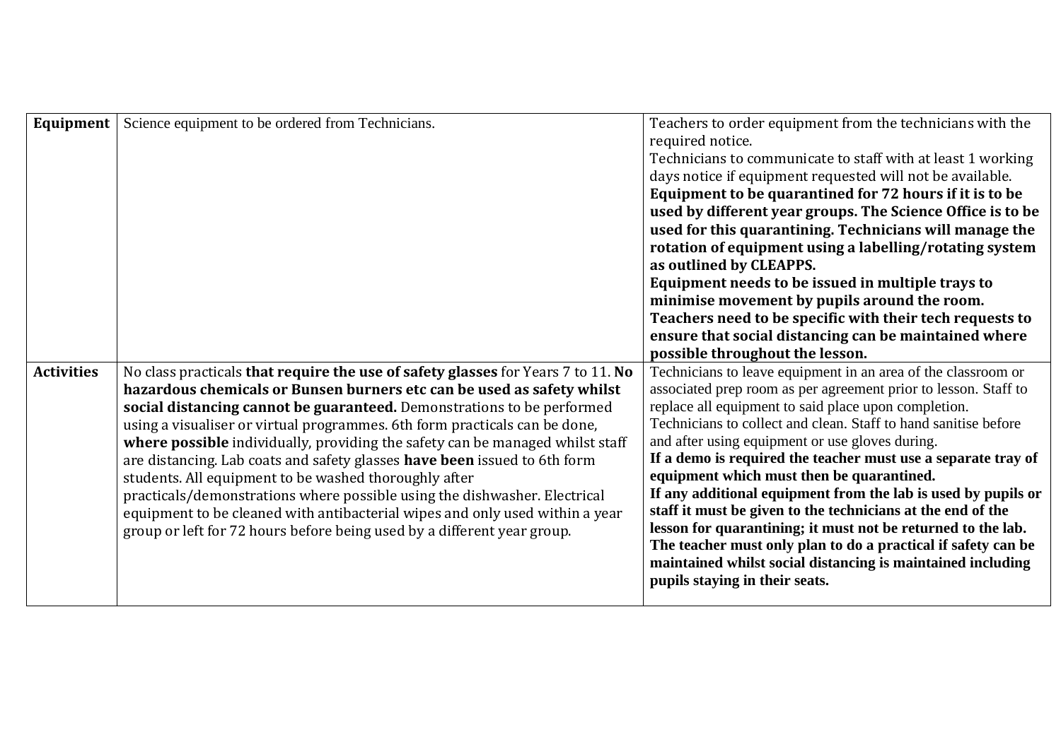| | | |
|---|---|---|
| **Equipment** | Science equipment to be ordered from Technicians. | Teachers to order equipment from the technicians with the required notice.<br>Technicians to communicate to staff with at least 1 working days notice if equipment requested will not be available.<br>**Equipment to be quarantined for 72 hours if it is to be used by different year groups. The Science Office is to be used for this quarantining. Technicians will manage the rotation of equipment using a labelling/rotating system as outlined by CLEAPPS.**<br>**Equipment needs to be issued in multiple trays to minimise movement by pupils around the room.**<br>**Teachers need to be specific with their tech requests to ensure that social distancing can be maintained where possible throughout the lesson.** |
| **Activities** | No class practicals **that require the use of safety glasses** for Years 7 to 11. **No hazardous chemicals or Bunsen burners etc can be used as safety whilst social distancing cannot be guaranteed.** Demonstrations to be performed using a visualiser or virtual programmes. 6th form practicals can be done, **where possible** individually, providing the safety can be managed whilst staff are distancing. Lab coats and safety glasses **have been** issued to 6th form students. All equipment to be washed thoroughly after practicals/demonstrations where possible using the dishwasher. Electrical equipment to be cleaned with antibacterial wipes and only used within a year group or left for 72 hours before being used by a different year group. | Technicians to leave equipment in an area of the classroom or associated prep room as per agreement prior to lesson. Staff to replace all equipment to said place upon completion.<br>Technicians to collect and clean. Staff to hand sanitise before and after using equipment or use gloves during.<br>**If a demo is required the teacher must use a separate tray of equipment which must then be quarantined.**<br>**If any additional equipment from the lab is used by pupils or staff it must be given to the technicians at the end of the lesson for quarantining; it must not be returned to the lab.**<br>**The teacher must only plan to do a practical if safety can be maintained whilst social distancing is maintained including pupils staying in their seats.** |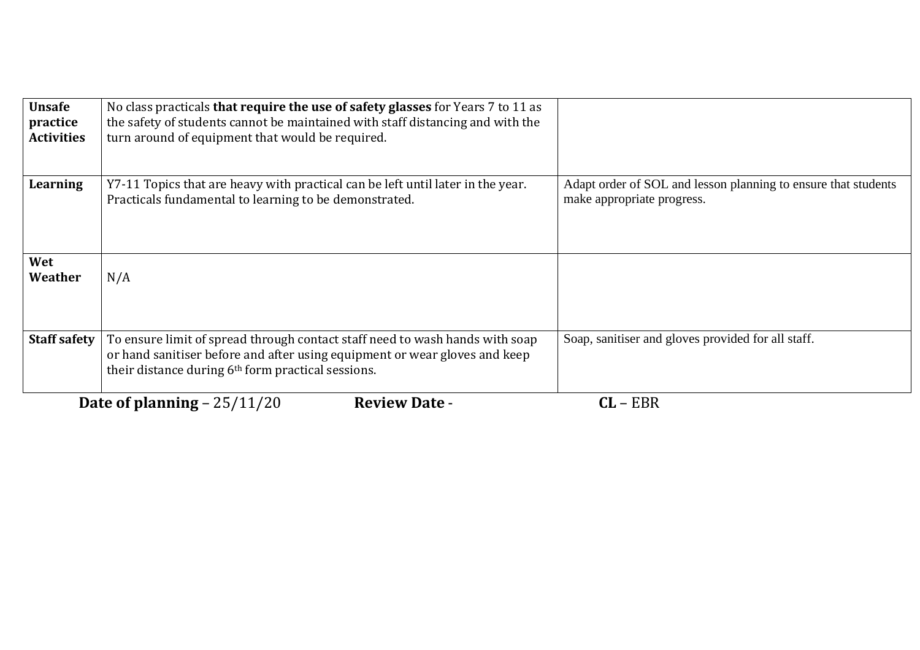| | | |
|---|---|---|
| **Unsafe practice Activities** | No class practicals **that require the use of safety glasses** for Years 7 to 11 as the safety of students cannot be maintained with staff distancing and with the turn around of equipment that would be required. | |
| **Learning** | Y7-11 Topics that are heavy with practical can be left until later in the year. Practicals fundamental to learning to be demonstrated. | Adapt order of SOL and lesson planning to ensure that students make appropriate progress. |
| **Wet Weather** | N/A | |
| **Staff safety** | To ensure limit of spread through contact staff need to wash hands with soap or hand sanitiser before and after using equipment or wear gloves and keep their distance during 6th form practical sessions. | Soap, sanitiser and gloves provided for all staff. |

**Date of planning** – 25/11/20 **Review Date** - **CL** – EBR